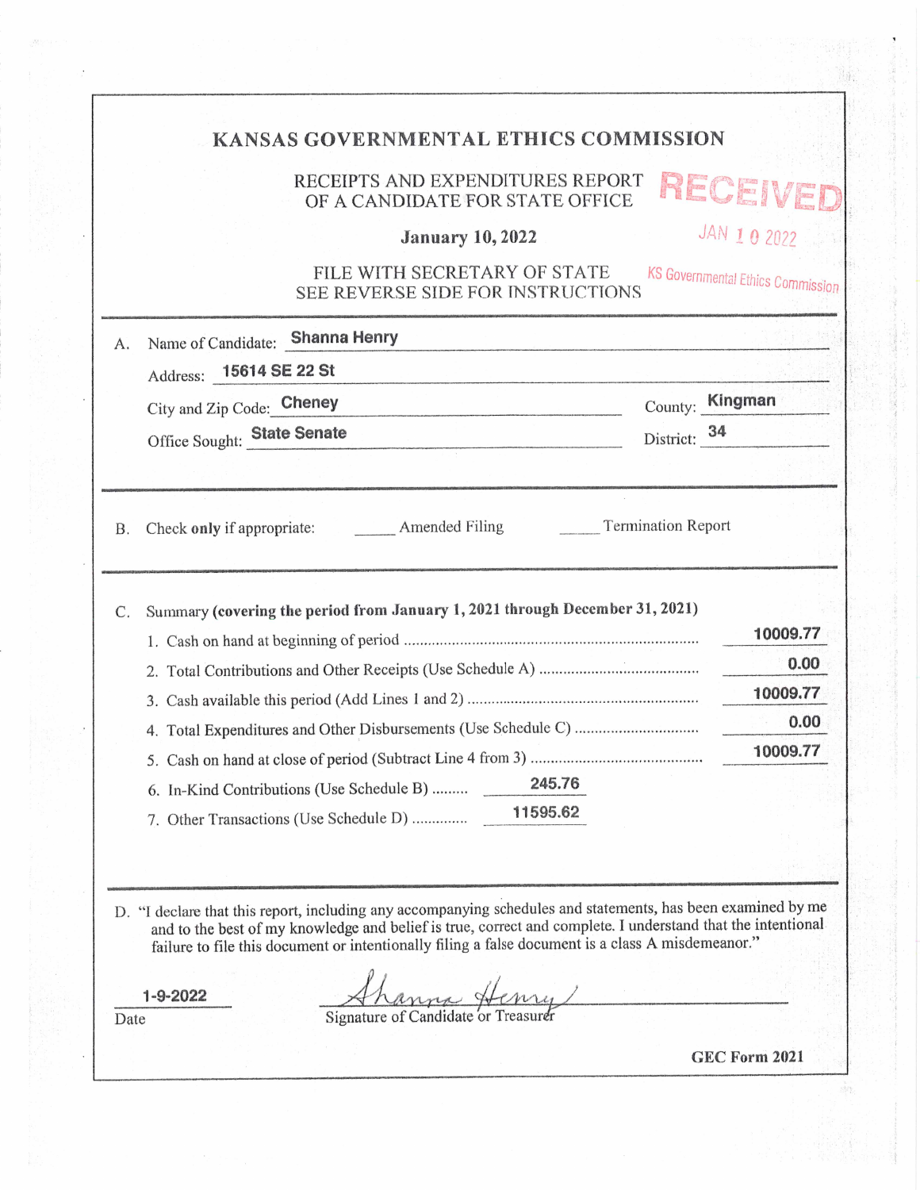# KANSAS GOVERNMENTAL ETHICS COMMISSION

RECEIPTS AND EXPENDITURES REPORT
OF A CANDIDATE FOR STATE OFFICE

**January 10, 2022**

FILE WITH SECRETARY OF STATE
SEE REVERSE SIDE FOR INSTRUCTIONS

RECEIVED
JAN 10 2022
KS Governmental Ethics Commission

A. Name of Candidate: **Shanna Henry**

Address: **15614 SE 22 St**

City and Zip Code: **Cheney** County: **Kingman**

Office Sought: **State Senate** District: **34**

B. Check **only** if appropriate: _____ Amended Filing _____ Termination Report

C. Summary **(covering the period from January 1, 2021 through December 31, 2021)**

| | |
|---|---|
| 1. Cash on hand at beginning of period | 10009.77 |
| 2. Total Contributions and Other Receipts (Use Schedule A) | 0.00 |
| 3. Cash available this period (Add Lines 1 and 2) | 10009.77 |
| 4. Total Expenditures and Other Disbursements (Use Schedule C) | 0.00 |
| 5. Cash on hand at close of period (Subtract Line 4 from 3) | 10009.77 |
| 6. In-Kind Contributions (Use Schedule B) | 245.76 |
| 7. Other Transactions (Use Schedule D) | 11595.62 |

D. "I declare that this report, including any accompanying schedules and statements, has been examined by me and to the best of my knowledge and belief is true, correct and complete. I understand that the intentional failure to file this document or intentionally filing a false document is a class A misdemeanor."

1-9-2022
Date

Shanna Henry
Signature of Candidate or Treasurer

GEC Form 2021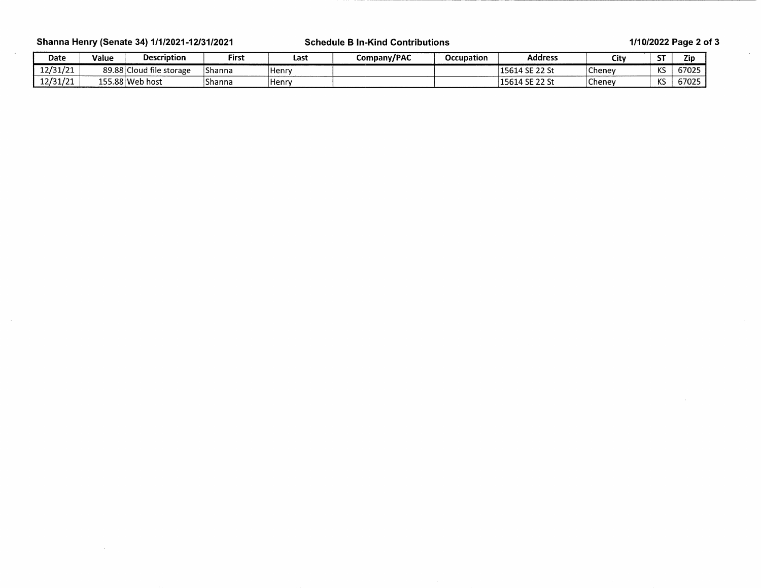**Shanna Henry (Senate 34) 1/1/2021-12/31/2021** **Schedule B In-Kind Contributions** **1/10/2022**

| Date | Value | Description | First | Last | Company/PAC | Occupation | Address | City | ST | Zip |
|---|---|---|---|---|---|---|---|---|---|---|
| 12/31/21 | 89.88 | Cloud file storage | Shanna | Henry | | | 15614 SE 22 St | Cheney | KS | 67025 |
| 12/31/21 | 155.88 | Web host | Shanna | Henry | | | 15614 SE 22 St | Cheney | KS | 67025 |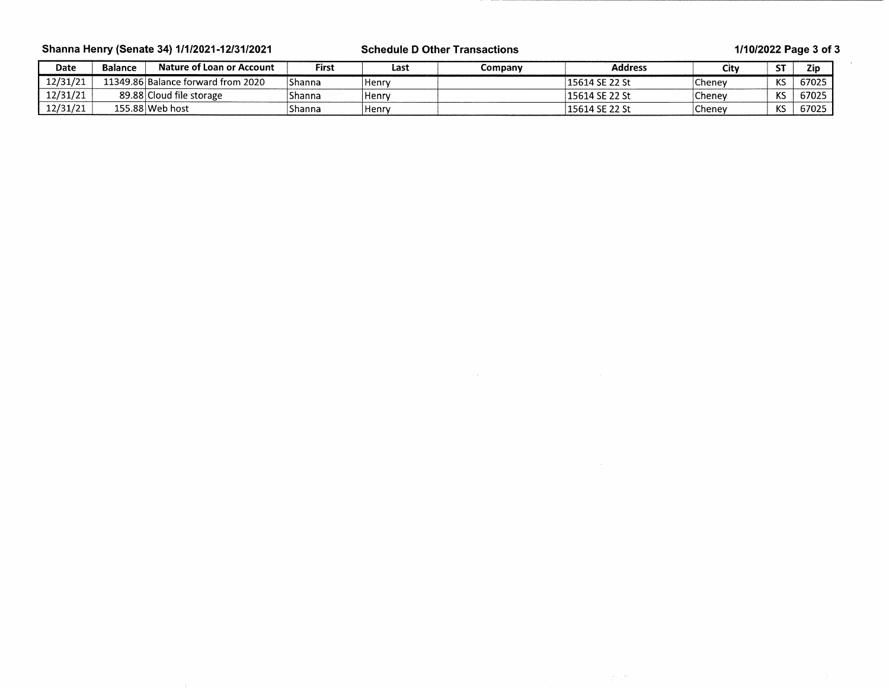**Shanna Henry (Senate 34) 1/1/2021-12/31/2021** **Schedule D Other Transactions** **1/10/2022**

| Date | Balance | Nature of Loan or Account | First | Last | Company | Address | City | ST | Zip |
|---|---|---|---|---|---|---|---|---|---|
| 12/31/21 | 11349.86 | Balance forward from 2020 | Shanna | Henry | | 15614 SE 22 St | Cheney | KS | 67025 |
| 12/31/21 | 89.88 | Cloud file storage | Shanna | Henry | | 15614 SE 22 St | Cheney | KS | 67025 |
| 12/31/21 | 155.88 | Web host | Shanna | Henry | | 15614 SE 22 St | Cheney | KS | 67025 |